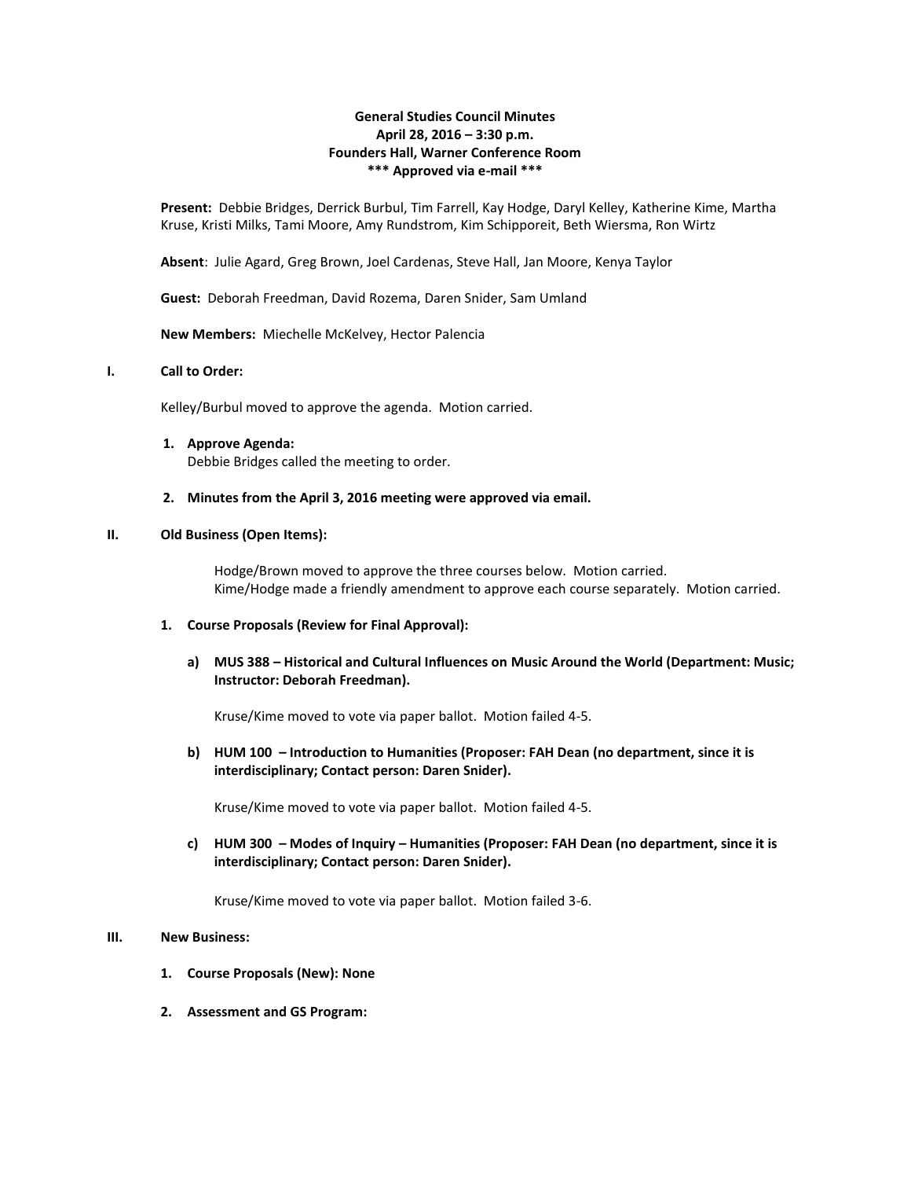**General Studies Council Minutes**
**April 28, 2016 – 3:30 p.m.**
**Founders Hall, Warner Conference Room**
**\*\*\* Approved via e-mail \*\*\***

**Present:** Debbie Bridges, Derrick Burbul, Tim Farrell, Kay Hodge, Daryl Kelley, Katherine Kime, Martha Kruse, Kristi Milks, Tami Moore, Amy Rundstrom, Kim Schipporeit, Beth Wiersma, Ron Wirtz

**Absent**: Julie Agard, Greg Brown, Joel Cardenas, Steve Hall, Jan Moore, Kenya Taylor

**Guest:** Deborah Freedman, David Rozema, Daren Snider, Sam Umland

**New Members:** Miechelle McKelvey, Hector Palencia

**I. Call to Order:**

Kelley/Burbul moved to approve the agenda. Motion carried.

1. **Approve Agenda:**
   Debbie Bridges called the meeting to order.

2. **Minutes from the April 3, 2016 meeting were approved via email.**

**II. Old Business (Open Items):**

Hodge/Brown moved to approve the three courses below. Motion carried.
Kime/Hodge made a friendly amendment to approve each course separately. Motion carried.

1. **Course Proposals (Review for Final Approval):**

   a) **MUS 388 – Historical and Cultural Influences on Music Around the World (Department: Music; Instructor: Deborah Freedman).**

      Kruse/Kime moved to vote via paper ballot. Motion failed 4-5.

   b) **HUM 100 – Introduction to Humanities (Proposer: FAH Dean (no department, since it is interdisciplinary; Contact person: Daren Snider).**

      Kruse/Kime moved to vote via paper ballot. Motion failed 4-5.

   c) **HUM 300 – Modes of Inquiry – Humanities (Proposer: FAH Dean (no department, since it is interdisciplinary; Contact person: Daren Snider).**

      Kruse/Kime moved to vote via paper ballot. Motion failed 3-6.

**III. New Business:**

1. **Course Proposals (New): None**

2. **Assessment and GS Program:**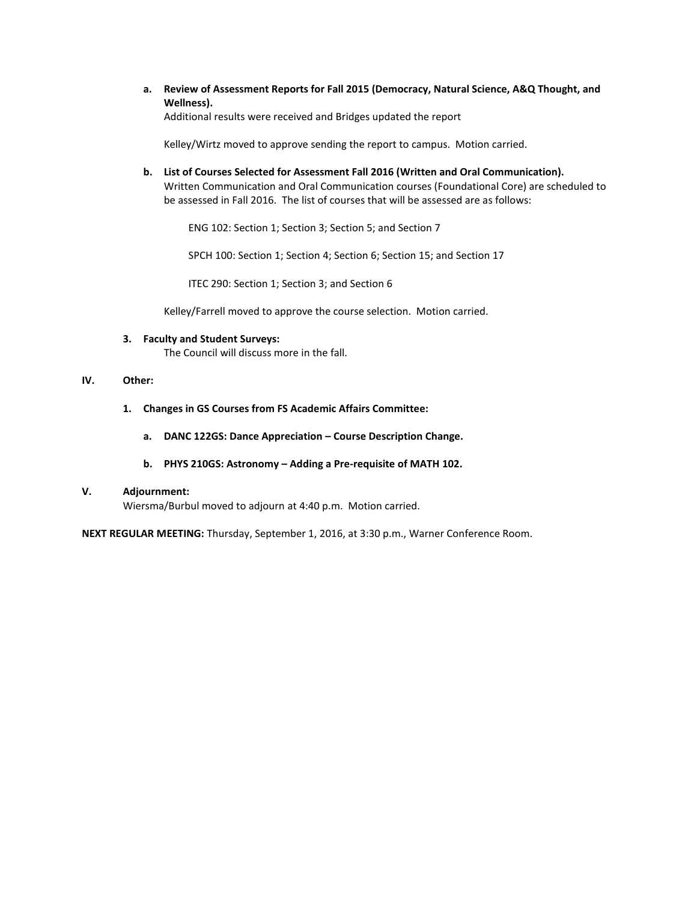**a. Review of Assessment Reports for Fall 2015 (Democracy, Natural Science, A&Q Thought, and Wellness).**

Additional results were received and Bridges updated the report

Kelley/Wirtz moved to approve sending the report to campus. Motion carried.

**b. List of Courses Selected for Assessment Fall 2016 (Written and Oral Communication).**

Written Communication and Oral Communication courses (Foundational Core) are scheduled to be assessed in Fall 2016. The list of courses that will be assessed are as follows:

ENG 102: Section 1; Section 3; Section 5; and Section 7

SPCH 100: Section 1; Section 4; Section 6; Section 15; and Section 17

ITEC 290: Section 1; Section 3; and Section 6

Kelley/Farrell moved to approve the course selection. Motion carried.

**3. Faculty and Student Surveys:**

The Council will discuss more in the fall.

**IV. Other:**

**1. Changes in GS Courses from FS Academic Affairs Committee:**

**a. DANC 122GS: Dance Appreciation – Course Description Change.**

**b. PHYS 210GS: Astronomy – Adding a Pre-requisite of MATH 102.**

**V. Adjournment:**

Wiersma/Burbul moved to adjourn at 4:40 p.m. Motion carried.

**NEXT REGULAR MEETING:** Thursday, September 1, 2016, at 3:30 p.m., Warner Conference Room.